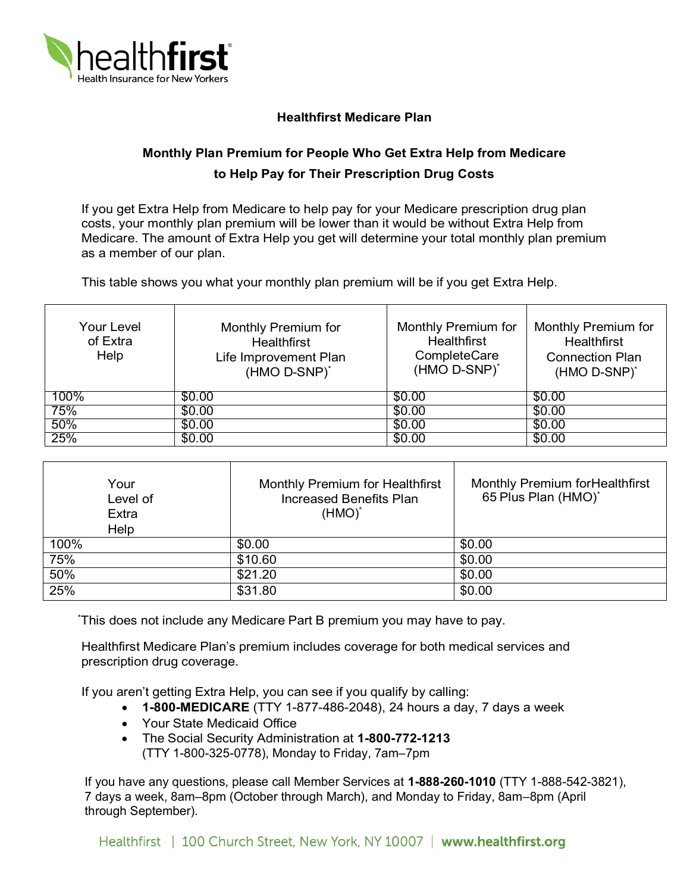healthfirst
Health Insurance for New Yorkers

## Healthfirst Medicare Plan

### Monthly Plan Premium for People Who Get Extra Help from Medicare to Help Pay for Their Prescription Drug Costs

If you get Extra Help from Medicare to help pay for your Medicare prescription drug plan costs, your monthly plan premium will be lower than it would be without Extra Help from Medicare. The amount of Extra Help you get will determine your total monthly plan premium as a member of our plan.

This table shows you what your monthly plan premium will be if you get Extra Help.

| Your Level of Extra Help | Monthly Premium for Healthfirst Life Improvement Plan (HMO D-SNP)* | Monthly Premium for Healthfirst CompleteCare (HMO D-SNP)* | Monthly Premium for Healthfirst Connection Plan (HMO D-SNP)* |
|---|---|---|---|
| 100% | $0.00 | $0.00 | $0.00 |
| 75% | $0.00 | $0.00 | $0.00 |
| 50% | $0.00 | $0.00 | $0.00 |
| 25% | $0.00 | $0.00 | $0.00 |

| Your Level of Extra Help | Monthly Premium for Healthfirst Increased Benefits Plan (HMO)* | Monthly Premium forHealthfirst 65 Plus Plan (HMO)* |
|---|---|---|
| 100% | $0.00 | $0.00 |
| 75% | $10.60 | $0.00 |
| 50% | $21.20 | $0.00 |
| 25% | $31.80 | $0.00 |

*This does not include any Medicare Part B premium you may have to pay.

Healthfirst Medicare Plan's premium includes coverage for both medical services and prescription drug coverage.

If you aren't getting Extra Help, you can see if you qualify by calling:

- **1-800-MEDICARE** (TTY 1-877-486-2048), 24 hours a day, 7 days a week
- Your State Medicaid Office
- The Social Security Administration at **1-800-772-1213** (TTY 1-800-325-0778), Monday to Friday, 7am–7pm

If you have any questions, please call Member Services at **1-888-260-1010** (TTY 1-888-542-3821), 7 days a week, 8am–8pm (October through March), and Monday to Friday, 8am–8pm (April through September).

Healthfirst | 100 Church Street, New York, NY 10007 | **www.healthfirst.org**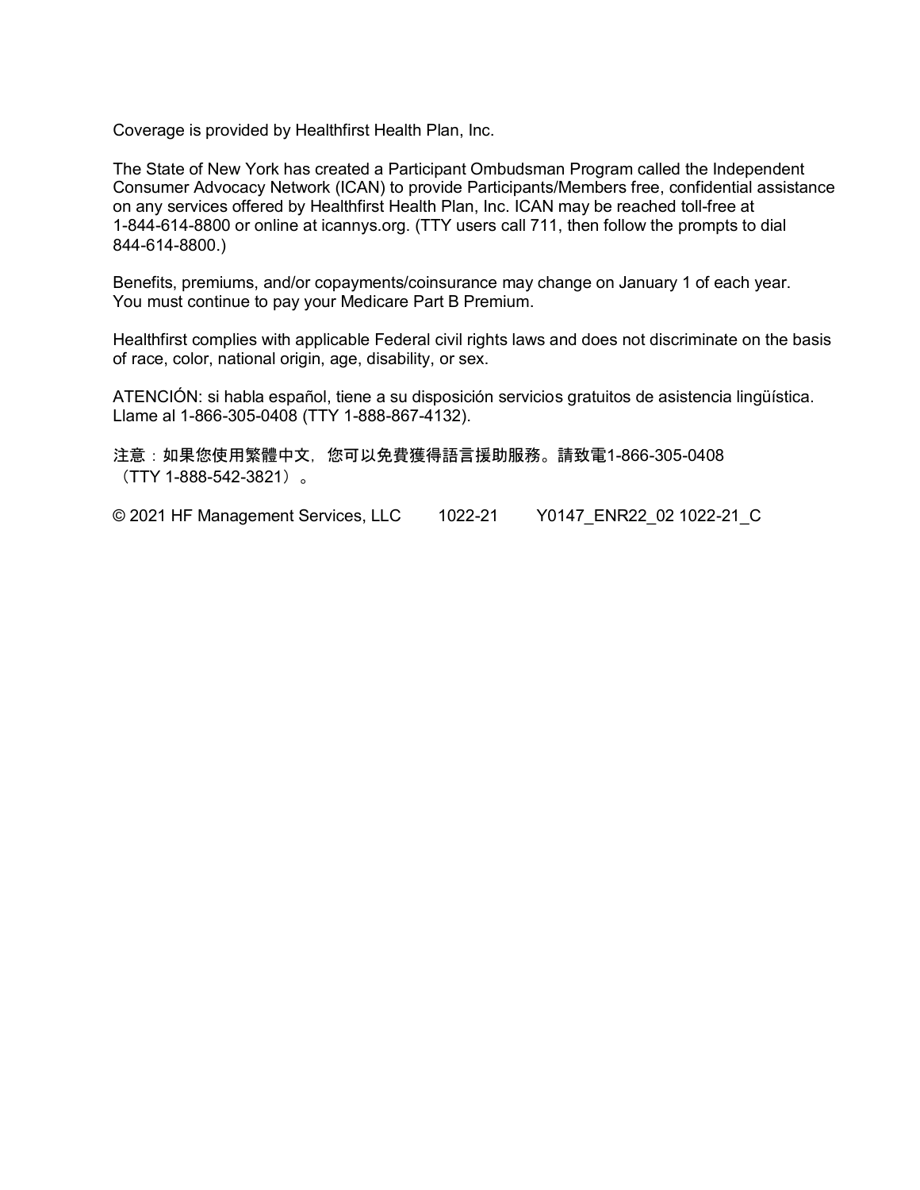Coverage is provided by Healthfirst Health Plan, Inc.

The State of New York has created a Participant Ombudsman Program called the Independent Consumer Advocacy Network (ICAN) to provide Participants/Members free, confidential assistance on any services offered by Healthfirst Health Plan, Inc. ICAN may be reached toll-free at 1-844-614-8800 or online at icannys.org. (TTY users call 711, then follow the prompts to dial 844-614-8800.)

Benefits, premiums, and/or copayments/coinsurance may change on January 1 of each year. You must continue to pay your Medicare Part B Premium.

Healthfirst complies with applicable Federal civil rights laws and does not discriminate on the basis of race, color, national origin, age, disability, or sex.

ATENCIÓN: si habla español, tiene a su disposición servicios gratuitos de asistencia lingüística. Llame al 1-866-305-0408 (TTY 1-888-867-4132).

注意：如果您使用繁體中文，您可以免費獲得語言援助服務。請致電1-866-305-0408（TTY 1-888-542-3821）。

© 2021 HF Management Services, LLC 1022-21 Y0147_ENR22_02 1022-21_C